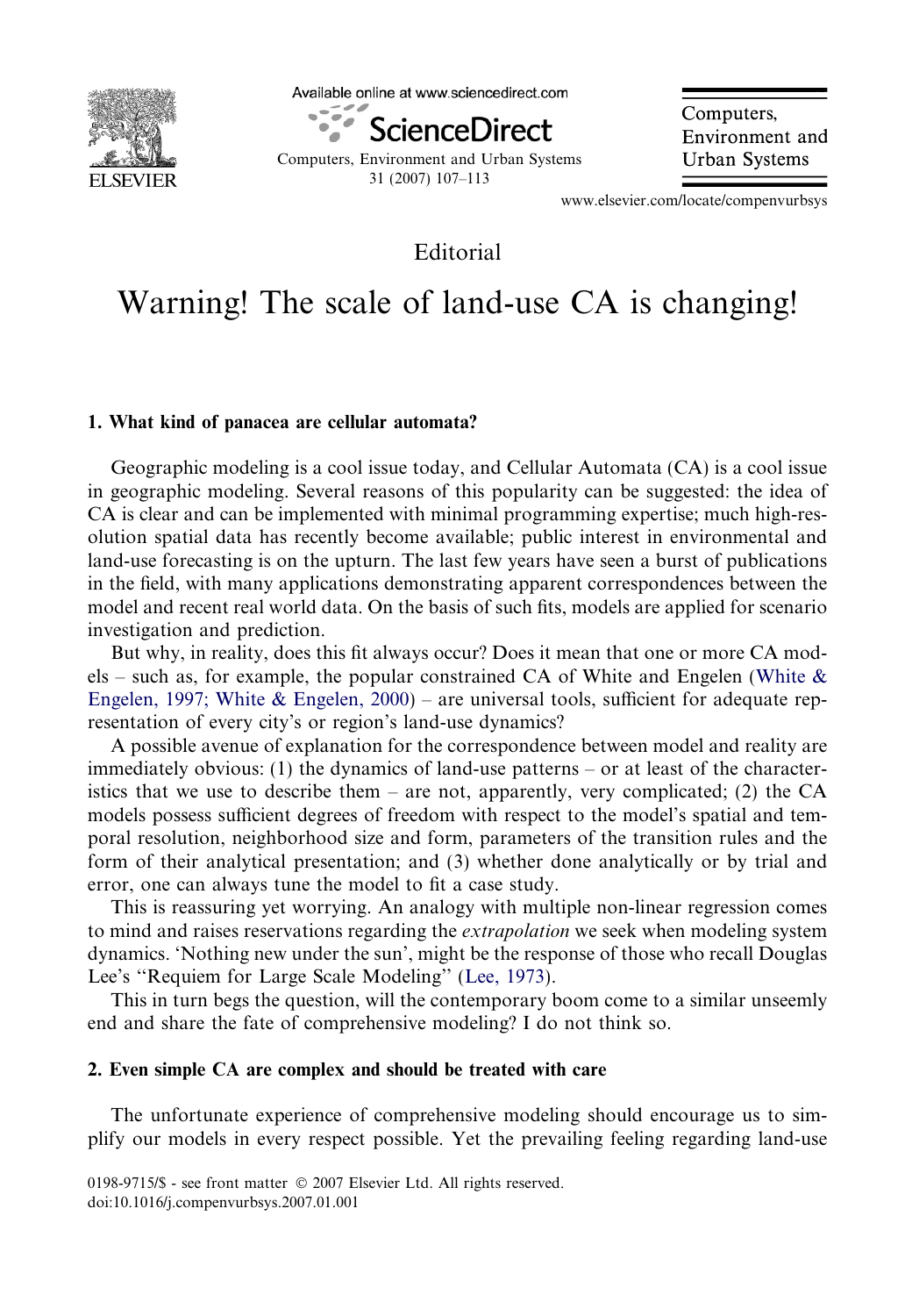Editorial

# Warning! The scale of land-use CA is changing!

## 1. What kind of panacea are cellular automata?

Geographic modeling is a cool issue today, and Cellular Automata (CA) is a cool issue in geographic modeling. Several reasons of this popularity can be suggested: the idea of CA is clear and can be implemented with minimal programming expertise; much high-resolution spatial data has recently become available; public interest in environmental and land-use forecasting is on the upturn. The last few years have seen a burst of publications in the field, with many applications demonstrating apparent correspondences between the model and recent real world data. On the basis of such fits, models are applied for scenario investigation and prediction.

But why, in reality, does this fit always occur? Does it mean that one or more CA models – such as, for example, the popular constrained CA of White and Engelen (White & Engelen, 1997; White & Engelen, 2000) – are universal tools, sufficient for adequate representation of every city's or region's land-use dynamics?

A possible avenue of explanation for the correspondence between model and reality are immediately obvious: (1) the dynamics of land-use patterns – or at least of the characteristics that we use to describe them – are not, apparently, very complicated; (2) the CA models possess sufficient degrees of freedom with respect to the model's spatial and temporal resolution, neighborhood size and form, parameters of the transition rules and the form of their analytical presentation; and (3) whether done analytically or by trial and error, one can always tune the model to fit a case study.

This is reassuring yet worrying. An analogy with multiple non-linear regression comes to mind and raises reservations regarding the *extrapolation* we seek when modeling system dynamics. 'Nothing new under the sun', might be the response of those who recall Douglas Lee's "Requiem for Large Scale Modeling" (Lee, 1973).

This in turn begs the question, will the contemporary boom come to a similar unseemly end and share the fate of comprehensive modeling? I do not think so.

## 2. Even simple CA are complex and should be treated with care

The unfortunate experience of comprehensive modeling should encourage us to simplify our models in every respect possible. Yet the prevailing feeling regarding land-use

0198-9715/$ - see front matter © 2007 Elsevier Ltd. All rights reserved.
doi:10.1016/j.compenvurbsys.2007.01.001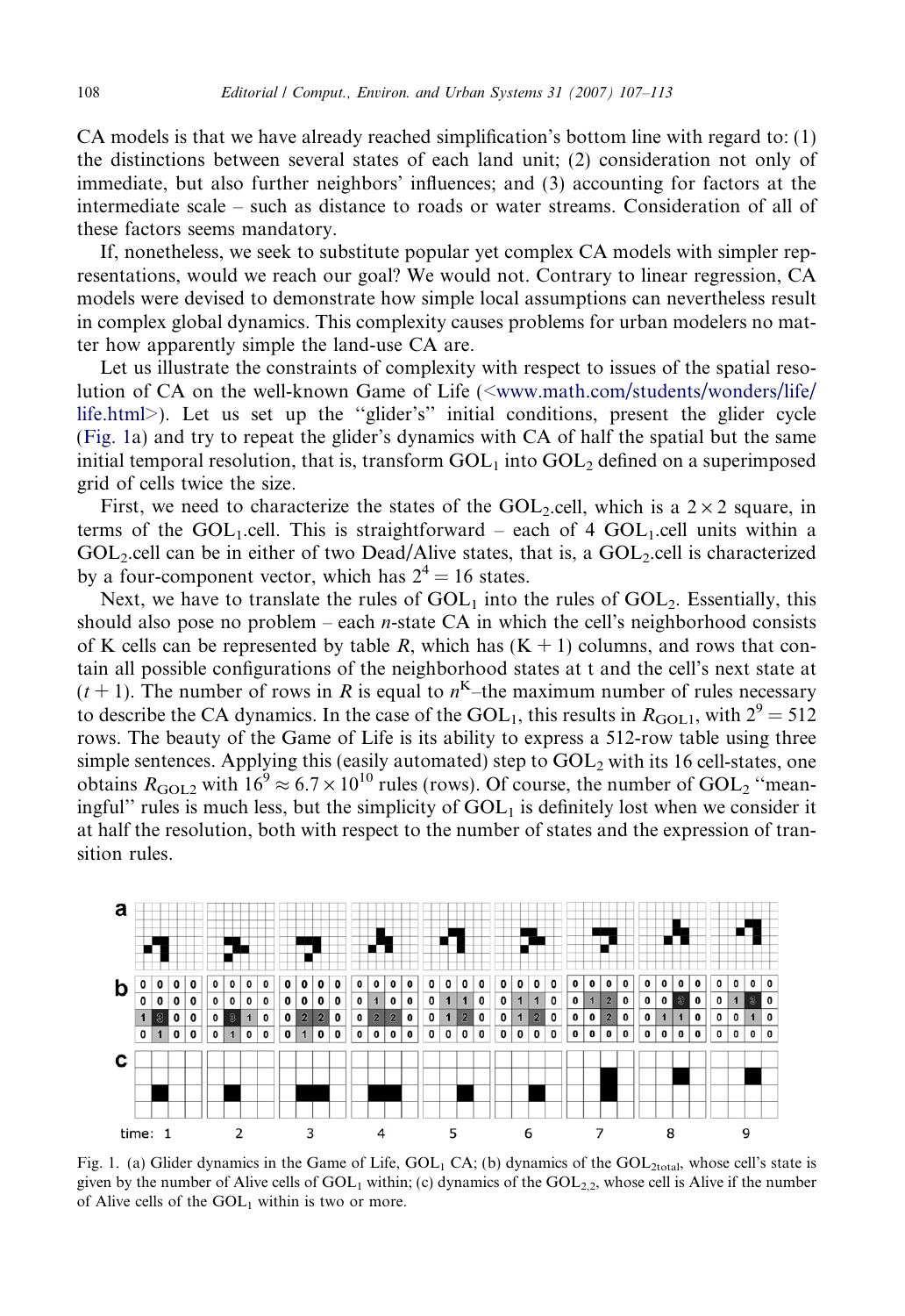CA models is that we have already reached simplification's bottom line with regard to: (1) the distinctions between several states of each land unit; (2) consideration not only of immediate, but also further neighbors' influences; and (3) accounting for factors at the intermediate scale – such as distance to roads or water streams. Consideration of all of these factors seems mandatory.

If, nonetheless, we seek to substitute popular yet complex CA models with simpler representations, would we reach our goal? We would not. Contrary to linear regression, CA models were devised to demonstrate how simple local assumptions can nevertheless result in complex global dynamics. This complexity causes problems for urban modelers no matter how apparently simple the land-use CA are.

Let us illustrate the constraints of complexity with respect to issues of the spatial resolution of CA on the well-known Game of Life (<www.math.com/students/wonders/life/life.html>). Let us set up the "glider's" initial conditions, present the glider cycle (Fig. 1a) and try to repeat the glider's dynamics with CA of half the spatial but the same initial temporal resolution, that is, transform $GOL_1$ into $GOL_2$ defined on a superimposed grid of cells twice the size.

First, we need to characterize the states of the $GOL_2$.cell, which is a $2 \times 2$ square, in terms of the $GOL_1$.cell. This is straightforward – each of 4 $GOL_1$.cell units within a $GOL_2$.cell can be in either of two Dead/Alive states, that is, a $GOL_2$.cell is characterized by a four-component vector, which has $2^4 = 16$ states.

Next, we have to translate the rules of $GOL_1$ into the rules of $GOL_2$. Essentially, this should also pose no problem – each $n$-state CA in which the cell's neighborhood consists of K cells can be represented by table $R$, which has $(K + 1)$ columns, and rows that contain all possible configurations of the neighborhood states at t and the cell's next state at $(t + 1)$. The number of rows in $R$ is equal to $n^K$–the maximum number of rules necessary to describe the CA dynamics. In the case of the $GOL_1$, this results in $R_{GOL1}$, with $2^9 = 512$ rows. The beauty of the Game of Life is its ability to express a 512-row table using three simple sentences. Applying this (easily automated) step to $GOL_2$ with its 16 cell-states, one obtains $R_{GOL2}$ with $16^9 \approx 6.7 \times 10^{10}$ rules (rows). Of course, the number of $GOL_2$ "meaningful" rules is much less, but the simplicity of $GOL_1$ is definitely lost when we consider it at half the resolution, both with respect to the number of states and the expression of transition rules.

Fig. 1. (a) Glider dynamics in the Game of Life, $GOL_1$ CA; (b) dynamics of the $GOL_{2total}$, whose cell's state is given by the number of Alive cells of $GOL_1$ within; (c) dynamics of the $GOL_{2,2}$, whose cell is Alive if the number of Alive cells of the $GOL_1$ within is two or more.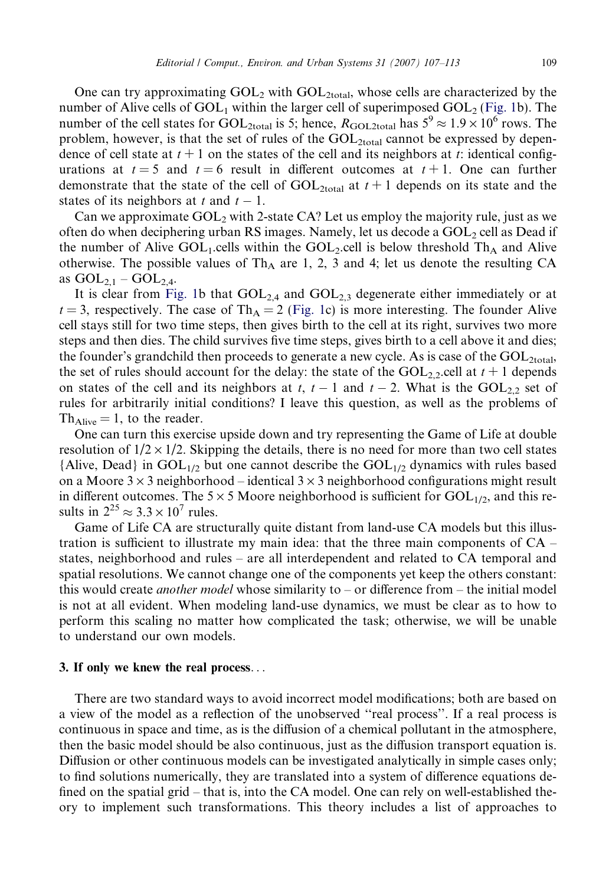One can try approximating $GOL_2$ with $GOL_{2total}$, whose cells are characterized by the number of Alive cells of $GOL_1$ within the larger cell of superimposed $GOL_2$ (Fig. 1b). The number of the cell states for $GOL_{2total}$ is 5; hence, $R_{GOL2total}$ has $5^9 \approx 1.9 \times 10^6$ rows. The problem, however, is that the set of rules of the $GOL_{2total}$ cannot be expressed by dependence of cell state at $t+1$ on the states of the cell and its neighbors at $t$: identical configurations at $t = 5$ and $t = 6$ result in different outcomes at $t+1$. One can further demonstrate that the state of the cell of $GOL_{2total}$ at $t+1$ depends on its state and the states of its neighbors at $t$ and $t-1$.

Can we approximate $GOL_2$ with 2-state CA? Let us employ the majority rule, just as we often do when deciphering urban RS images. Namely, let us decode a $GOL_2$ cell as Dead if the number of Alive $GOL_1$.cells within the $GOL_2$.cell is below threshold $Th_A$ and Alive otherwise. The possible values of $Th_A$ are 1, 2, 3 and 4; let us denote the resulting CA as $GOL_{2,1}$ – $GOL_{2,4}$.

It is clear from Fig. 1b that $GOL_{2,4}$ and $GOL_{2,3}$ degenerate either immediately or at $t = 3$, respectively. The case of $Th_A = 2$ (Fig. 1c) is more interesting. The founder Alive cell stays still for two time steps, then gives birth to the cell at its right, survives two more steps and then dies. The child survives five time steps, gives birth to a cell above it and dies; the founder's grandchild then proceeds to generate a new cycle. As is case of the $GOL_{2total}$, the set of rules should account for the delay: the state of the $GOL_{2,2}$.cell at $t+1$ depends on states of the cell and its neighbors at $t$, $t-1$ and $t-2$. What is the $GOL_{2,2}$ set of rules for arbitrarily initial conditions? I leave this question, as well as the problems of $Th_{Alive} = 1$, to the reader.

One can turn this exercise upside down and try representing the Game of Life at double resolution of $1/2 \times 1/2$. Skipping the details, there is no need for more than two cell states {Alive, Dead} in $GOL_{1/2}$ but one cannot describe the $GOL_{1/2}$ dynamics with rules based on a Moore $3 \times 3$ neighborhood – identical $3 \times 3$ neighborhood configurations might result in different outcomes. The $5 \times 5$ Moore neighborhood is sufficient for $GOL_{1/2}$, and this results in $2^{25} \approx 3.3 \times 10^7$ rules.

Game of Life CA are structurally quite distant from land-use CA models but this illustration is sufficient to illustrate my main idea: that the three main components of CA – states, neighborhood and rules – are all interdependent and related to CA temporal and spatial resolutions. We cannot change one of the components yet keep the others constant: this would create *another model* whose similarity to – or difference from – the initial model is not at all evident. When modeling land-use dynamics, we must be clear as to how to perform this scaling no matter how complicated the task; otherwise, we will be unable to understand our own models.

## 3. If only we knew the real process...

There are two standard ways to avoid incorrect model modifications; both are based on a view of the model as a reflection of the unobserved "real process". If a real process is continuous in space and time, as is the diffusion of a chemical pollutant in the atmosphere, then the basic model should be also continuous, just as the diffusion transport equation is. Diffusion or other continuous models can be investigated analytically in simple cases only; to find solutions numerically, they are translated into a system of difference equations defined on the spatial grid – that is, into the CA model. One can rely on well-established theory to implement such transformations. This theory includes a list of approaches to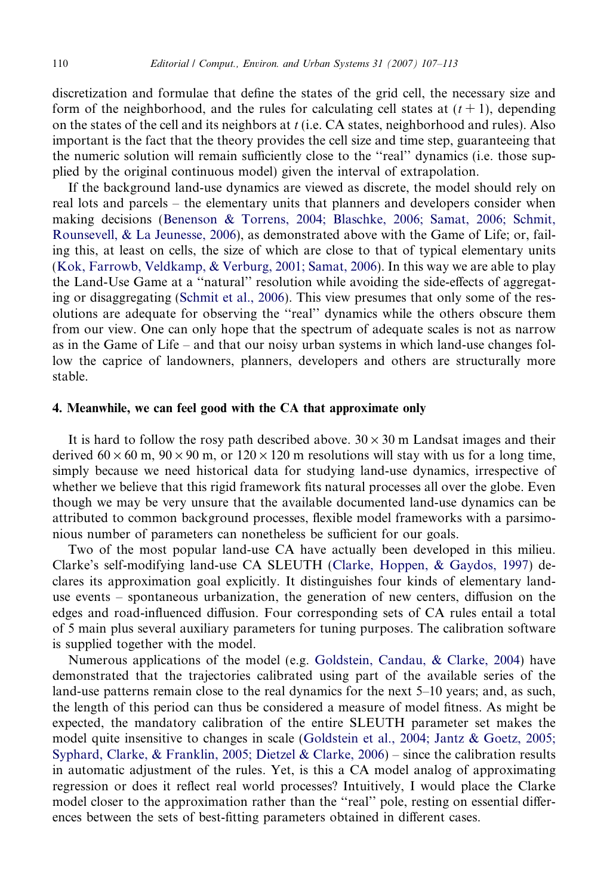discretization and formulae that define the states of the grid cell, the necessary size and form of the neighborhood, and the rules for calculating cell states at $(t + 1)$, depending on the states of the cell and its neighbors at $t$ (i.e. CA states, neighborhood and rules). Also important is the fact that the theory provides the cell size and time step, guaranteeing that the numeric solution will remain sufficiently close to the "real" dynamics (i.e. those supplied by the original continuous model) given the interval of extrapolation.

If the background land-use dynamics are viewed as discrete, the model should rely on real lots and parcels – the elementary units that planners and developers consider when making decisions (Benenson & Torrens, 2004; Blaschke, 2006; Samat, 2006; Schmit, Rounsevell, & La Jeunesse, 2006), as demonstrated above with the Game of Life; or, failing this, at least on cells, the size of which are close to that of typical elementary units (Kok, Farrowb, Veldkamp, & Verburg, 2001; Samat, 2006). In this way we are able to play the Land-Use Game at a "natural" resolution while avoiding the side-effects of aggregating or disaggregating (Schmit et al., 2006). This view presumes that only some of the resolutions are adequate for observing the "real" dynamics while the others obscure them from our view. One can only hope that the spectrum of adequate scales is not as narrow as in the Game of Life – and that our noisy urban systems in which land-use changes follow the caprice of landowners, planners, developers and others are structurally more stable.

## 4. Meanwhile, we can feel good with the CA that approximate only

It is hard to follow the rosy path described above. $30 \times 30$ m Landsat images and their derived $60 \times 60$ m, $90 \times 90$ m, or $120 \times 120$ m resolutions will stay with us for a long time, simply because we need historical data for studying land-use dynamics, irrespective of whether we believe that this rigid framework fits natural processes all over the globe. Even though we may be very unsure that the available documented land-use dynamics can be attributed to common background processes, flexible model frameworks with a parsimonious number of parameters can nonetheless be sufficient for our goals.

Two of the most popular land-use CA have actually been developed in this milieu. Clarke's self-modifying land-use CA SLEUTH (Clarke, Hoppen, & Gaydos, 1997) declares its approximation goal explicitly. It distinguishes four kinds of elementary land-use events – spontaneous urbanization, the generation of new centers, diffusion on the edges and road-influenced diffusion. Four corresponding sets of CA rules entail a total of 5 main plus several auxiliary parameters for tuning purposes. The calibration software is supplied together with the model.

Numerous applications of the model (e.g. Goldstein, Candau, & Clarke, 2004) have demonstrated that the trajectories calibrated using part of the available series of the land-use patterns remain close to the real dynamics for the next 5–10 years; and, as such, the length of this period can thus be considered a measure of model fitness. As might be expected, the mandatory calibration of the entire SLEUTH parameter set makes the model quite insensitive to changes in scale (Goldstein et al., 2004; Jantz & Goetz, 2005; Syphard, Clarke, & Franklin, 2005; Dietzel & Clarke, 2006) – since the calibration results in automatic adjustment of the rules. Yet, is this a CA model analog of approximating regression or does it reflect real world processes? Intuitively, I would place the Clarke model closer to the approximation rather than the "real" pole, resting on essential differences between the sets of best-fitting parameters obtained in different cases.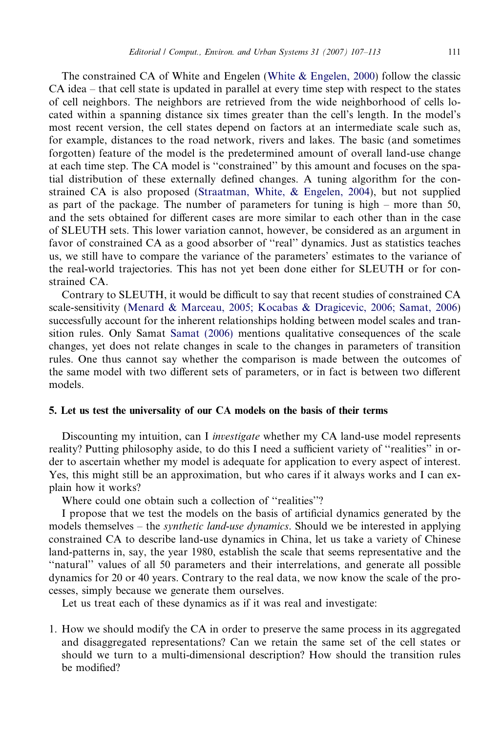The constrained CA of White and Engelen (White & Engelen, 2000) follow the classic CA idea – that cell state is updated in parallel at every time step with respect to the states of cell neighbors. The neighbors are retrieved from the wide neighborhood of cells located within a spanning distance six times greater than the cell's length. In the model's most recent version, the cell states depend on factors at an intermediate scale such as, for example, distances to the road network, rivers and lakes. The basic (and sometimes forgotten) feature of the model is the predetermined amount of overall land-use change at each time step. The CA model is ''constrained'' by this amount and focuses on the spatial distribution of these externally defined changes. A tuning algorithm for the constrained CA is also proposed (Straatman, White, & Engelen, 2004), but not supplied as part of the package. The number of parameters for tuning is high – more than 50, and the sets obtained for different cases are more similar to each other than in the case of SLEUTH sets. This lower variation cannot, however, be considered as an argument in favor of constrained CA as a good absorber of ''real'' dynamics. Just as statistics teaches us, we still have to compare the variance of the parameters' estimates to the variance of the real-world trajectories. This has not yet been done either for SLEUTH or for constrained CA.

Contrary to SLEUTH, it would be difficult to say that recent studies of constrained CA scale-sensitivity (Menard & Marceau, 2005; Kocabas & Dragicevic, 2006; Samat, 2006) successfully account for the inherent relationships holding between model scales and transition rules. Only Samat Samat (2006) mentions qualitative consequences of the scale changes, yet does not relate changes in scale to the changes in parameters of transition rules. One thus cannot say whether the comparison is made between the outcomes of the same model with two different sets of parameters, or in fact is between two different models.

## 5. Let us test the universality of our CA models on the basis of their terms

Discounting my intuition, can I *investigate* whether my CA land-use model represents reality? Putting philosophy aside, to do this I need a sufficient variety of ''realities'' in order to ascertain whether my model is adequate for application to every aspect of interest. Yes, this might still be an approximation, but who cares if it always works and I can explain how it works?

Where could one obtain such a collection of ''realities''?

I propose that we test the models on the basis of artificial dynamics generated by the models themselves – the *synthetic land-use dynamics*. Should we be interested in applying constrained CA to describe land-use dynamics in China, let us take a variety of Chinese land-patterns in, say, the year 1980, establish the scale that seems representative and the ''natural'' values of all 50 parameters and their interrelations, and generate all possible dynamics for 20 or 40 years. Contrary to the real data, we now know the scale of the processes, simply because we generate them ourselves.

Let us treat each of these dynamics as if it was real and investigate:

1. How we should modify the CA in order to preserve the same process in its aggregated and disaggregated representations? Can we retain the same set of the cell states or should we turn to a multi-dimensional description? How should the transition rules be modified?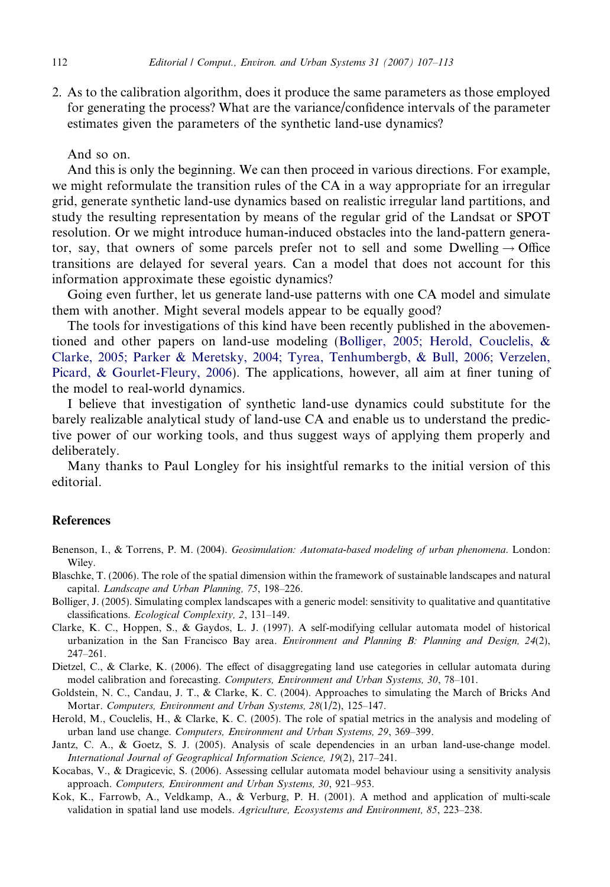2. As to the calibration algorithm, does it produce the same parameters as those employed for generating the process? What are the variance/confidence intervals of the parameter estimates given the parameters of the synthetic land-use dynamics?

And so on.

And this is only the beginning. We can then proceed in various directions. For example, we might reformulate the transition rules of the CA in a way appropriate for an irregular grid, generate synthetic land-use dynamics based on realistic irregular land partitions, and study the resulting representation by means of the regular grid of the Landsat or SPOT resolution. Or we might introduce human-induced obstacles into the land-pattern generator, say, that owners of some parcels prefer not to sell and some Dwelling → Office transitions are delayed for several years. Can a model that does not account for this information approximate these egoistic dynamics?

Going even further, let us generate land-use patterns with one CA model and simulate them with another. Might several models appear to be equally good?

The tools for investigations of this kind have been recently published in the abovementioned and other papers on land-use modeling (Bolliger, 2005; Herold, Couclelis, & Clarke, 2005; Parker & Meretsky, 2004; Tyrea, Tenhumbergb, & Bull, 2006; Verzelen, Picard, & Gourlet-Fleury, 2006). The applications, however, all aim at finer tuning of the model to real-world dynamics.

I believe that investigation of synthetic land-use dynamics could substitute for the barely realizable analytical study of land-use CA and enable us to understand the predictive power of our working tools, and thus suggest ways of applying them properly and deliberately.

Many thanks to Paul Longley for his insightful remarks to the initial version of this editorial.

## References

Benenson, I., & Torrens, P. M. (2004). *Geosimulation: Automata-based modeling of urban phenomena*. London: Wiley.

Blaschke, T. (2006). The role of the spatial dimension within the framework of sustainable landscapes and natural capital. *Landscape and Urban Planning, 75*, 198–226.

Bolliger, J. (2005). Simulating complex landscapes with a generic model: sensitivity to qualitative and quantitative classifications. *Ecological Complexity, 2*, 131–149.

Clarke, K. C., Hoppen, S., & Gaydos, L. J. (1997). A self-modifying cellular automata model of historical urbanization in the San Francisco Bay area. *Environment and Planning B: Planning and Design, 24*(2), 247–261.

Dietzel, C., & Clarke, K. (2006). The effect of disaggregating land use categories in cellular automata during model calibration and forecasting. *Computers, Environment and Urban Systems, 30*, 78–101.

Goldstein, N. C., Candau, J. T., & Clarke, K. C. (2004). Approaches to simulating the March of Bricks And Mortar. *Computers, Environment and Urban Systems, 28*(1/2), 125–147.

Herold, M., Couclelis, H., & Clarke, K. C. (2005). The role of spatial metrics in the analysis and modeling of urban land use change. *Computers, Environment and Urban Systems, 29*, 369–399.

Jantz, C. A., & Goetz, S. J. (2005). Analysis of scale dependencies in an urban land-use-change model. *International Journal of Geographical Information Science, 19*(2), 217–241.

Kocabas, V., & Dragicevic, S. (2006). Assessing cellular automata model behaviour using a sensitivity analysis approach. *Computers, Environment and Urban Systems, 30*, 921–953.

Kok, K., Farrowb, A., Veldkamp, A., & Verburg, P. H. (2001). A method and application of multi-scale validation in spatial land use models. *Agriculture, Ecosystems and Environment, 85*, 223–238.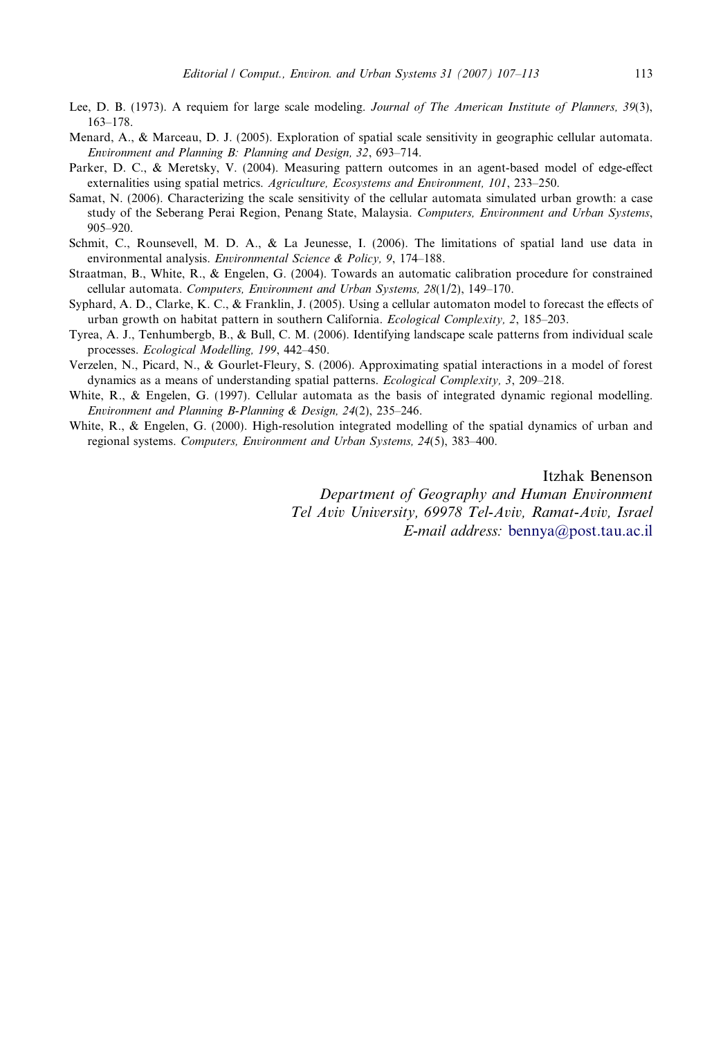Lee, D. B. (1973). A requiem for large scale modeling. *Journal of The American Institute of Planners, 39*(3), 163–178.

Menard, A., & Marceau, D. J. (2005). Exploration of spatial scale sensitivity in geographic cellular automata. *Environment and Planning B: Planning and Design, 32*, 693–714.

Parker, D. C., & Meretsky, V. (2004). Measuring pattern outcomes in an agent-based model of edge-effect externalities using spatial metrics. *Agriculture, Ecosystems and Environment, 101*, 233–250.

Samat, N. (2006). Characterizing the scale sensitivity of the cellular automata simulated urban growth: a case study of the Seberang Perai Region, Penang State, Malaysia. *Computers, Environment and Urban Systems*, 905–920.

Schmit, C., Rounsevell, M. D. A., & La Jeunesse, I. (2006). The limitations of spatial land use data in environmental analysis. *Environmental Science & Policy, 9*, 174–188.

Straatman, B., White, R., & Engelen, G. (2004). Towards an automatic calibration procedure for constrained cellular automata. *Computers, Environment and Urban Systems, 28*(1/2), 149–170.

Syphard, A. D., Clarke, K. C., & Franklin, J. (2005). Using a cellular automaton model to forecast the effects of urban growth on habitat pattern in southern California. *Ecological Complexity, 2*, 185–203.

Tyrea, A. J., Tenhumbergb, B., & Bull, C. M. (2006). Identifying landscape scale patterns from individual scale processes. *Ecological Modelling, 199*, 442–450.

Verzelen, N., Picard, N., & Gourlet-Fleury, S. (2006). Approximating spatial interactions in a model of forest dynamics as a means of understanding spatial patterns. *Ecological Complexity, 3*, 209–218.

White, R., & Engelen, G. (1997). Cellular automata as the basis of integrated dynamic regional modelling. *Environment and Planning B-Planning & Design, 24*(2), 235–246.

White, R., & Engelen, G. (2000). High-resolution integrated modelling of the spatial dynamics of urban and regional systems. *Computers, Environment and Urban Systems, 24*(5), 383–400.

Itzhak Benenson
*Department of Geography and Human Environment*
*Tel Aviv University, 69978 Tel-Aviv, Ramat-Aviv, Israel*
*E-mail address:* bennya@post.tau.ac.il